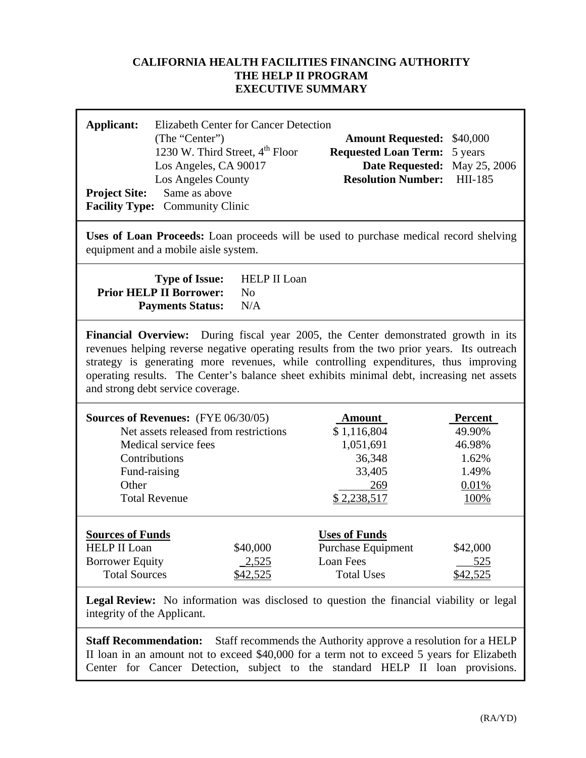# CALIFORNIA HEALTH FACILITIES FINANCING AUTHORITY
## THE HELP II PROGRAM
## EXECUTIVE SUMMARY

**Applicant:** Elizabeth Center for Cancer Detection
(The "Center")
1230 W. Third Street, 4th Floor
Los Angeles, CA 90017
Los Angeles County

**Amount Requested:** $40,000
**Requested Loan Term:** 5 years
**Date Requested:** May 25, 2006
**Resolution Number:** HII-185

**Project Site:** Same as above
**Facility Type:** Community Clinic

**Uses of Loan Proceeds:** Loan proceeds will be used to purchase medical record shelving equipment and a mobile aisle system.

**Type of Issue:** HELP II Loan
**Prior HELP II Borrower:** No
**Payments Status:** N/A

**Financial Overview:** During fiscal year 2005, the Center demonstrated growth in its revenues helping reverse negative operating results from the two prior years. Its outreach strategy is generating more revenues, while controlling expenditures, thus improving operating results. The Center's balance sheet exhibits minimal debt, increasing net assets and strong debt service coverage.

| **Sources of Revenues:** (FYE 06/30/05) | Amount | Percent |
|---|---|---|
| Net assets released from restrictions | $ 1,116,804 | 49.90% |
| Medical service fees | 1,051,691 | 46.98% |
| Contributions | 36,348 | 1.62% |
| Fund-raising | 33,405 | 1.49% |
| Other | 269 | 0.01% |
| Total Revenue | $ 2,238,517 | 100% |

| **Sources of Funds** | | **Uses of Funds** | |
|---|---|---|---|
| HELP II Loan | $40,000 | Purchase Equipment | $42,000 |
| Borrower Equity | 2,525 | Loan Fees | 525 |
| Total Sources | $42,525 | Total Uses | $42,525 |

**Legal Review:** No information was disclosed to question the financial viability or legal integrity of the Applicant.

**Staff Recommendation:** Staff recommends the Authority approve a resolution for a HELP II loan in an amount not to exceed $40,000 for a term not to exceed 5 years for Elizabeth Center for Cancer Detection, subject to the standard HELP II loan provisions.

(RA/YD)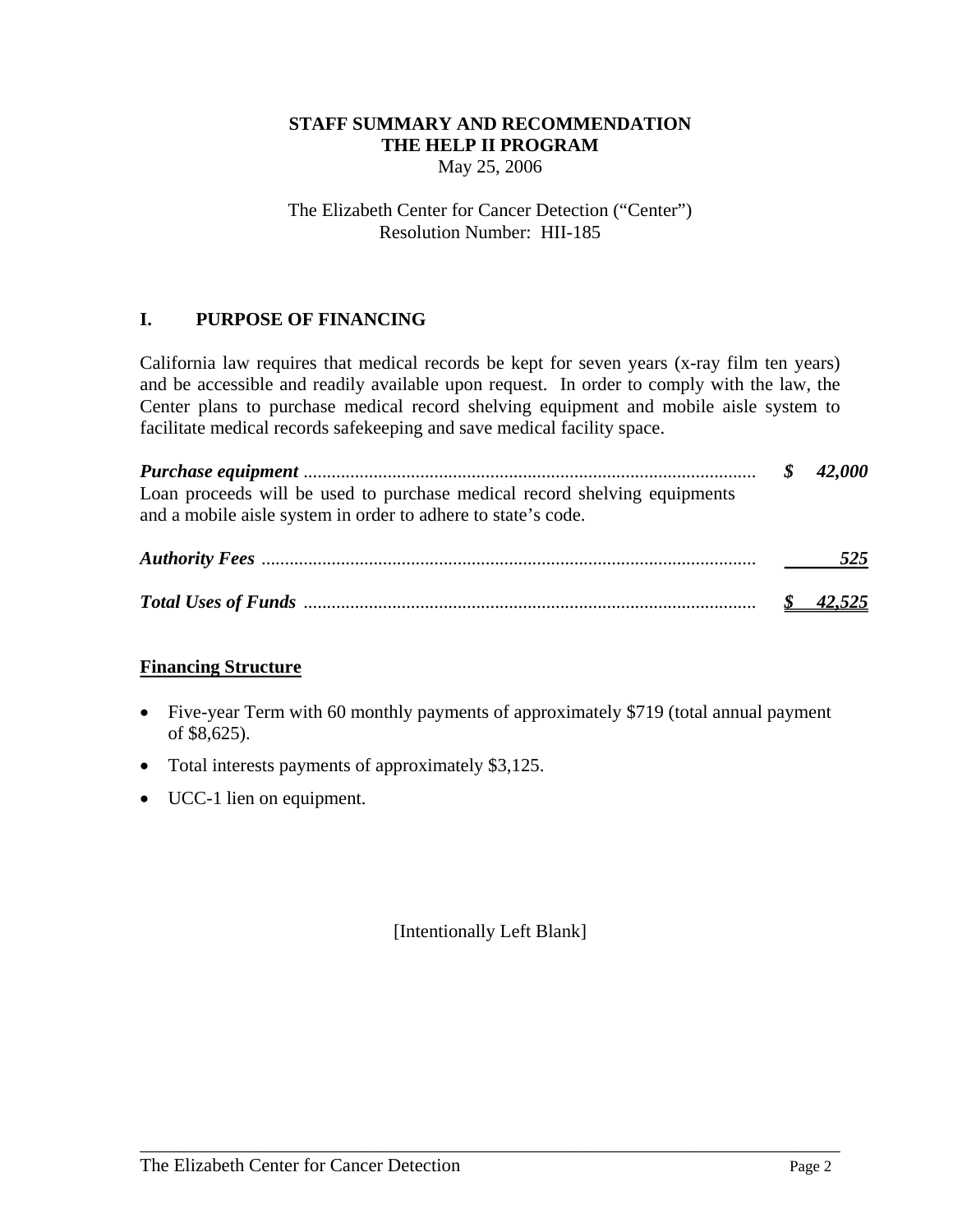**STAFF SUMMARY AND RECOMMENDATION**
**THE HELP II PROGRAM**
May 25, 2006

The Elizabeth Center for Cancer Detection ("Center")
Resolution Number: HII-185

## I. PURPOSE OF FINANCING

California law requires that medical records be kept for seven years (x-ray film ten years) and be accessible and readily available upon request. In order to comply with the law, the Center plans to purchase medical record shelving equipment and mobile aisle system to facilitate medical records safekeeping and save medical facility space.

| | |
|---|---|
| ***Purchase equipment*** | ***$ 42,000*** |
| Loan proceeds will be used to purchase medical record shelving equipments and a mobile aisle system in order to adhere to state's code. | |
| ***Authority Fees*** | ***525*** |
| ***Total Uses of Funds*** | ***$ 42,525*** |

**Financing Structure**

- Five-year Term with 60 monthly payments of approximately $719 (total annual payment of $8,625).
- Total interests payments of approximately $3,125.
- UCC-1 lien on equipment.

[Intentionally Left Blank]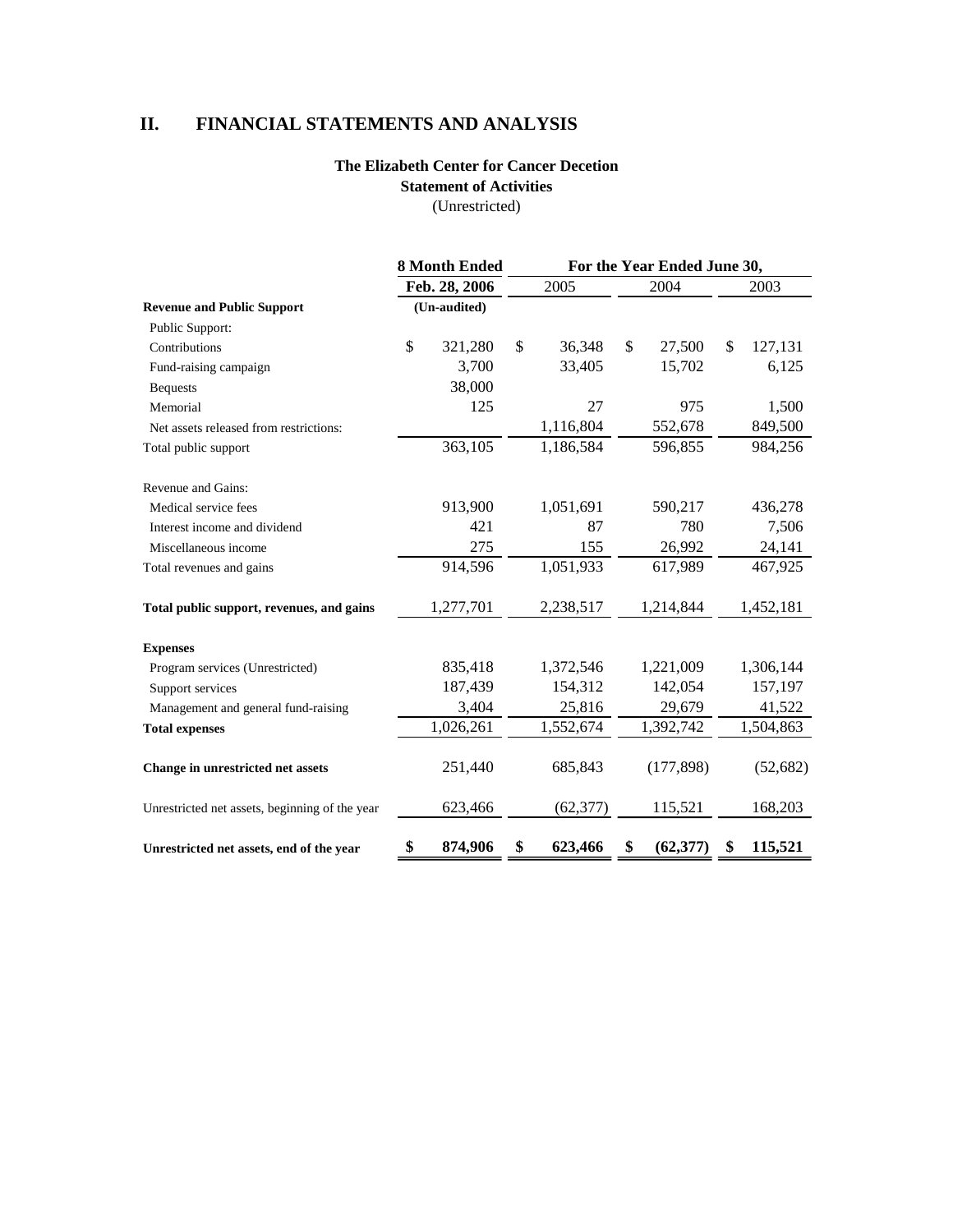## II. FINANCIAL STATEMENTS AND ANALYSIS

**The Elizabeth Center for Cancer Decetion**
**Statement of Activities**
(Unrestricted)

| | 8 Month Ended | For the Year Ended June 30, | | |
|---|---|---|---|---|
| | Feb. 28, 2006 | 2005 | 2004 | 2003 |
| **Revenue and Public Support** | (Un-audited) | | | |
| Public Support: | | | | |
| Contributions | $ 321,280 | $ 36,348 | $ 27,500 | $ 127,131 |
| Fund-raising campaign | 3,700 | 33,405 | 15,702 | 6,125 |
| Bequests | 38,000 | | | |
| Memorial | 125 | 27 | 975 | 1,500 |
| Net assets released from restrictions: | | 1,116,804 | 552,678 | 849,500 |
| Total public support | 363,105 | 1,186,584 | 596,855 | 984,256 |
| Revenue and Gains: | | | | |
| Medical service fees | 913,900 | 1,051,691 | 590,217 | 436,278 |
| Interest income and dividend | 421 | 87 | 780 | 7,506 |
| Miscellaneous income | 275 | 155 | 26,992 | 24,141 |
| Total revenues and gains | 914,596 | 1,051,933 | 617,989 | 467,925 |
| **Total public support, revenues, and gains** | 1,277,701 | 2,238,517 | 1,214,844 | 1,452,181 |
| **Expenses** | | | | |
| Program services (Unrestricted) | 835,418 | 1,372,546 | 1,221,009 | 1,306,144 |
| Support services | 187,439 | 154,312 | 142,054 | 157,197 |
| Management and general fund-raising | 3,404 | 25,816 | 29,679 | 41,522 |
| **Total expenses** | 1,026,261 | 1,552,674 | 1,392,742 | 1,504,863 |
| **Change in unrestricted net assets** | 251,440 | 685,843 | (177,898) | (52,682) |
| Unrestricted net assets, beginning of the year | 623,466 | (62,377) | 115,521 | 168,203 |
| **Unrestricted net assets, end of the year** | **$ 874,906** | **$ 623,466** | **$ (62,377)** | **$ 115,521** |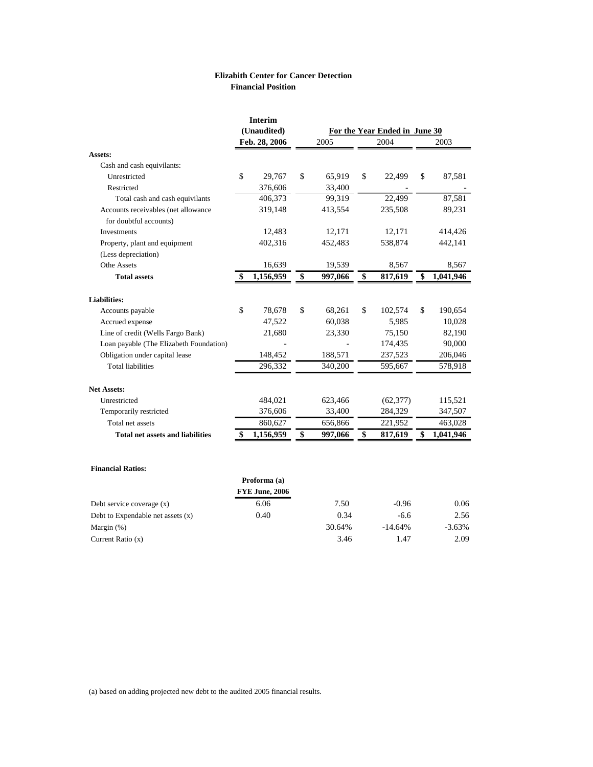**Elizabith Center for Cancer Detection**
**Financial Position**

| | Interim (Unaudited) Feb. 28, 2006 | For the Year Ended in June 30 2005 | 2004 | 2003 |
|---|---|---|---|---|
| **Assets:** | | | | |
| Cash and cash equivilants: | | | | |
| Unrestricted | $ 29,767 | $ 65,919 | $ 22,499 | $ 87,581 |
| Restricted | 376,606 | 33,400 | - | - |
| Total cash and cash equivilants | 406,373 | 99,319 | 22,499 | 87,581 |
| Accounts receivables (net allowance for doubtful accounts) | 319,148 | 413,554 | 235,508 | 89,231 |
| Investments | 12,483 | 12,171 | 12,171 | 414,426 |
| Property, plant and equipment (Less depreciation) | 402,316 | 452,483 | 538,874 | 442,141 |
| Othe Assets | 16,639 | 19,539 | 8,567 | 8,567 |
| **Total assets** | **$ 1,156,959** | **$ 997,066** | **$ 817,619** | **$ 1,041,946** |
| **Liabilities:** | | | | |
| Accounts payable | $ 78,678 | $ 68,261 | $ 102,574 | $ 190,654 |
| Accrued expense | 47,522 | 60,038 | 5,985 | 10,028 |
| Line of credit (Wells Fargo Bank) | 21,680 | 23,330 | 75,150 | 82,190 |
| Loan payable (The Elizabeth Foundation) | - | - | 174,435 | 90,000 |
| Obligation under capital lease | 148,452 | 188,571 | 237,523 | 206,046 |
| Total liabilities | 296,332 | 340,200 | 595,667 | 578,918 |
| **Net Assets:** | | | | |
| Unrestricted | 484,021 | 623,466 | (62,377) | 115,521 |
| Temporarily restricted | 376,606 | 33,400 | 284,329 | 347,507 |
| Total net assets | 860,627 | 656,866 | 221,952 | 463,028 |
| **Total net assets and liabilities** | **$ 1,156,959** | **$ 997,066** | **$ 817,619** | **$ 1,041,946** |

**Financial Ratios:**

| | Proforma (a) FYE June, 2006 | 2005 | 2004 | 2003 |
|---|---|---|---|---|
| Debt service coverage (x) | 6.06 | 7.50 | -0.96 | 0.06 |
| Debt to Expendable net assets (x) | 0.40 | 0.34 | -6.6 | 2.56 |
| Margin (%) | | 30.64% | -14.64% | -3.63% |
| Current Ratio (x) | | 3.46 | 1.47 | 2.09 |

(a) based on adding projected new debt to the audited 2005 financial results.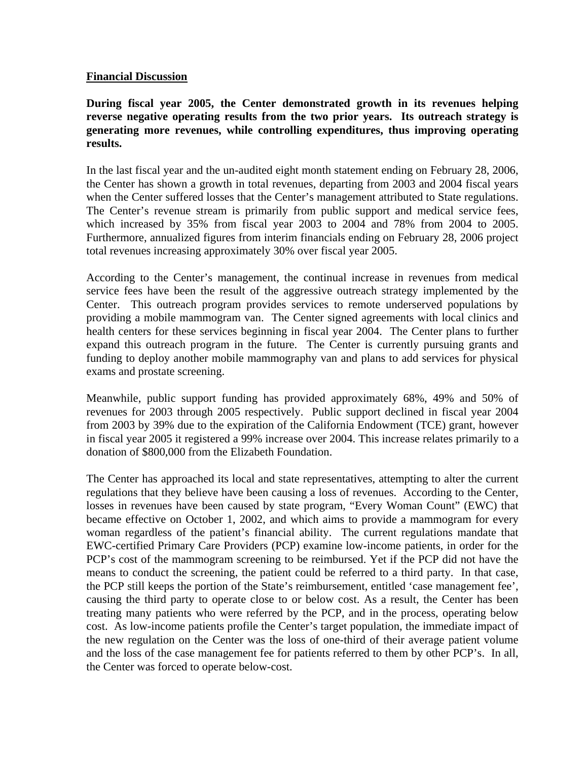**Financial Discussion**

**During fiscal year 2005, the Center demonstrated growth in its revenues helping reverse negative operating results from the two prior years. Its outreach strategy is generating more revenues, while controlling expenditures, thus improving operating results.**

In the last fiscal year and the un-audited eight month statement ending on February 28, 2006, the Center has shown a growth in total revenues, departing from 2003 and 2004 fiscal years when the Center suffered losses that the Center's management attributed to State regulations. The Center's revenue stream is primarily from public support and medical service fees, which increased by 35% from fiscal year 2003 to 2004 and 78% from 2004 to 2005. Furthermore, annualized figures from interim financials ending on February 28, 2006 project total revenues increasing approximately 30% over fiscal year 2005.

According to the Center's management, the continual increase in revenues from medical service fees have been the result of the aggressive outreach strategy implemented by the Center. This outreach program provides services to remote underserved populations by providing a mobile mammogram van. The Center signed agreements with local clinics and health centers for these services beginning in fiscal year 2004. The Center plans to further expand this outreach program in the future. The Center is currently pursuing grants and funding to deploy another mobile mammography van and plans to add services for physical exams and prostate screening.

Meanwhile, public support funding has provided approximately 68%, 49% and 50% of revenues for 2003 through 2005 respectively. Public support declined in fiscal year 2004 from 2003 by 39% due to the expiration of the California Endowment (TCE) grant, however in fiscal year 2005 it registered a 99% increase over 2004. This increase relates primarily to a donation of $800,000 from the Elizabeth Foundation.

The Center has approached its local and state representatives, attempting to alter the current regulations that they believe have been causing a loss of revenues. According to the Center, losses in revenues have been caused by state program, "Every Woman Count" (EWC) that became effective on October 1, 2002, and which aims to provide a mammogram for every woman regardless of the patient's financial ability. The current regulations mandate that EWC-certified Primary Care Providers (PCP) examine low-income patients, in order for the PCP's cost of the mammogram screening to be reimbursed. Yet if the PCP did not have the means to conduct the screening, the patient could be referred to a third party. In that case, the PCP still keeps the portion of the State's reimbursement, entitled 'case management fee', causing the third party to operate close to or below cost. As a result, the Center has been treating many patients who were referred by the PCP, and in the process, operating below cost. As low-income patients profile the Center's target population, the immediate impact of the new regulation on the Center was the loss of one-third of their average patient volume and the loss of the case management fee for patients referred to them by other PCP's. In all, the Center was forced to operate below-cost.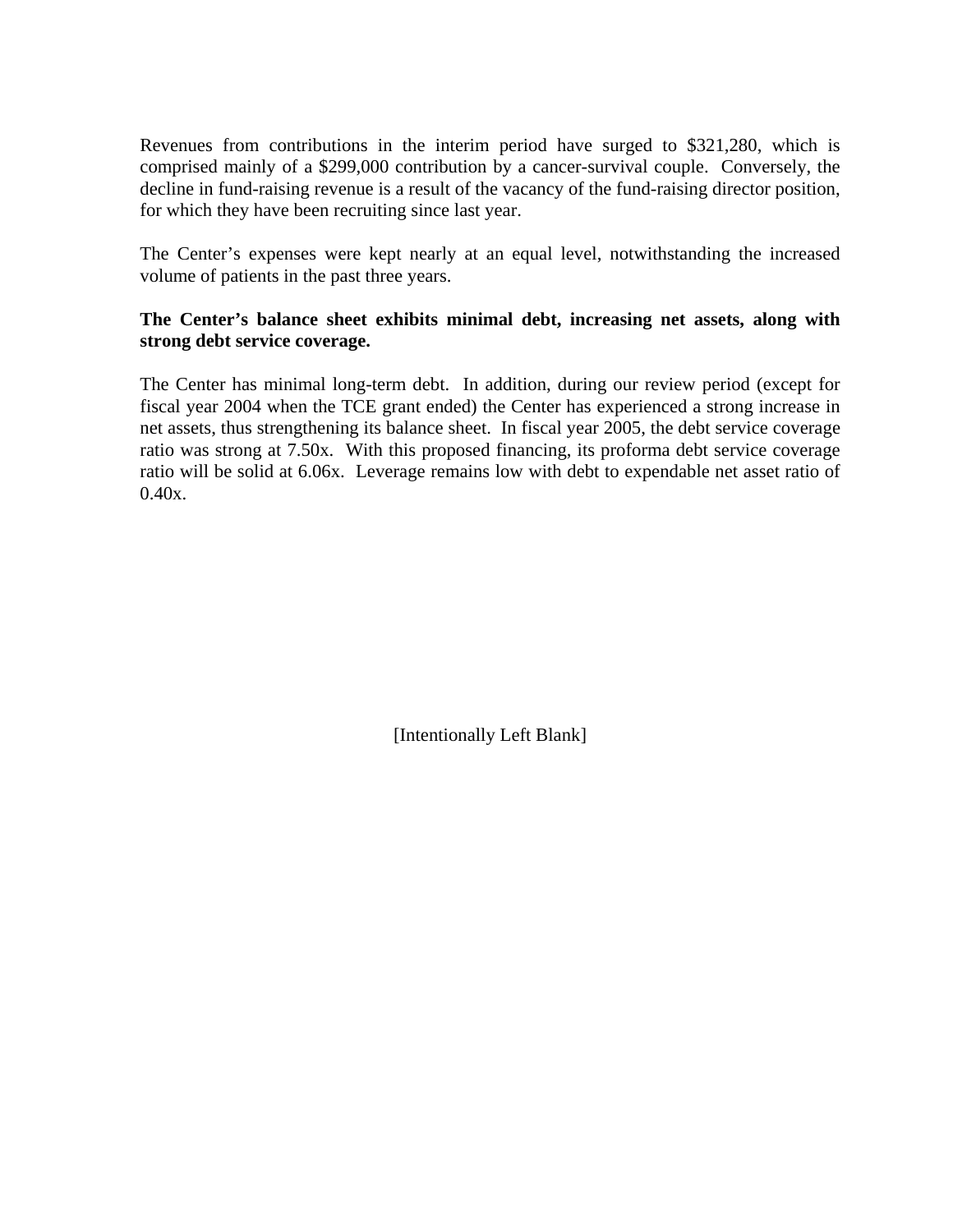Revenues from contributions in the interim period have surged to $321,280, which is comprised mainly of a $299,000 contribution by a cancer-survival couple. Conversely, the decline in fund-raising revenue is a result of the vacancy of the fund-raising director position, for which they have been recruiting since last year.

The Center's expenses were kept nearly at an equal level, notwithstanding the increased volume of patients in the past three years.

**The Center's balance sheet exhibits minimal debt, increasing net assets, along with strong debt service coverage.**

The Center has minimal long-term debt. In addition, during our review period (except for fiscal year 2004 when the TCE grant ended) the Center has experienced a strong increase in net assets, thus strengthening its balance sheet. In fiscal year 2005, the debt service coverage ratio was strong at 7.50x. With this proposed financing, its proforma debt service coverage ratio will be solid at 6.06x. Leverage remains low with debt to expendable net asset ratio of 0.40x.

[Intentionally Left Blank]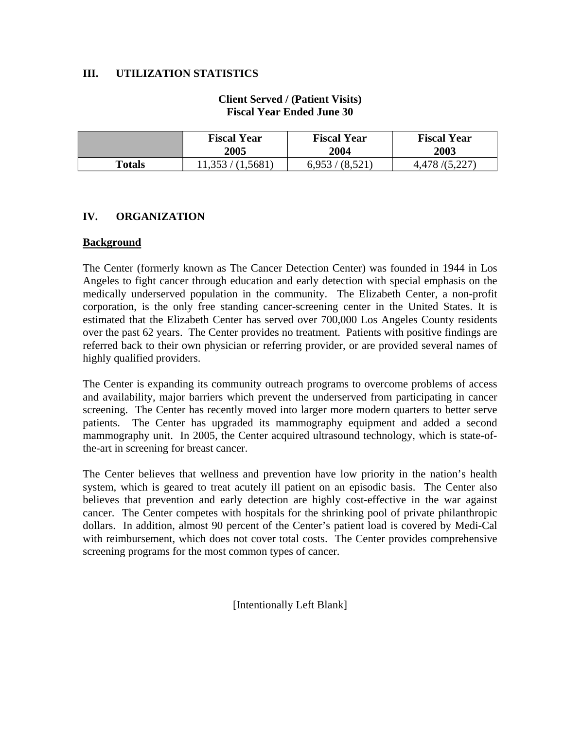## III. UTILIZATION STATISTICS

**Client Served / (Patient Visits)**
**Fiscal Year Ended June 30**

| | Fiscal Year 2005 | Fiscal Year 2004 | Fiscal Year 2003 |
|---|---|---|---|
| **Totals** | 11,353 / (1,5681) | 6,953 / (8,521) | 4,478 /(5,227) |

## IV. ORGANIZATION

### Background

The Center (formerly known as The Cancer Detection Center) was founded in 1944 in Los Angeles to fight cancer through education and early detection with special emphasis on the medically underserved population in the community. The Elizabeth Center, a non-profit corporation, is the only free standing cancer-screening center in the United States. It is estimated that the Elizabeth Center has served over 700,000 Los Angeles County residents over the past 62 years. The Center provides no treatment. Patients with positive findings are referred back to their own physician or referring provider, or are provided several names of highly qualified providers.

The Center is expanding its community outreach programs to overcome problems of access and availability, major barriers which prevent the underserved from participating in cancer screening. The Center has recently moved into larger more modern quarters to better serve patients. The Center has upgraded its mammography equipment and added a second mammography unit. In 2005, the Center acquired ultrasound technology, which is state-of-the-art in screening for breast cancer.

The Center believes that wellness and prevention have low priority in the nation's health system, which is geared to treat acutely ill patient on an episodic basis. The Center also believes that prevention and early detection are highly cost-effective in the war against cancer. The Center competes with hospitals for the shrinking pool of private philanthropic dollars. In addition, almost 90 percent of the Center's patient load is covered by Medi-Cal with reimbursement, which does not cover total costs. The Center provides comprehensive screening programs for the most common types of cancer.

[Intentionally Left Blank]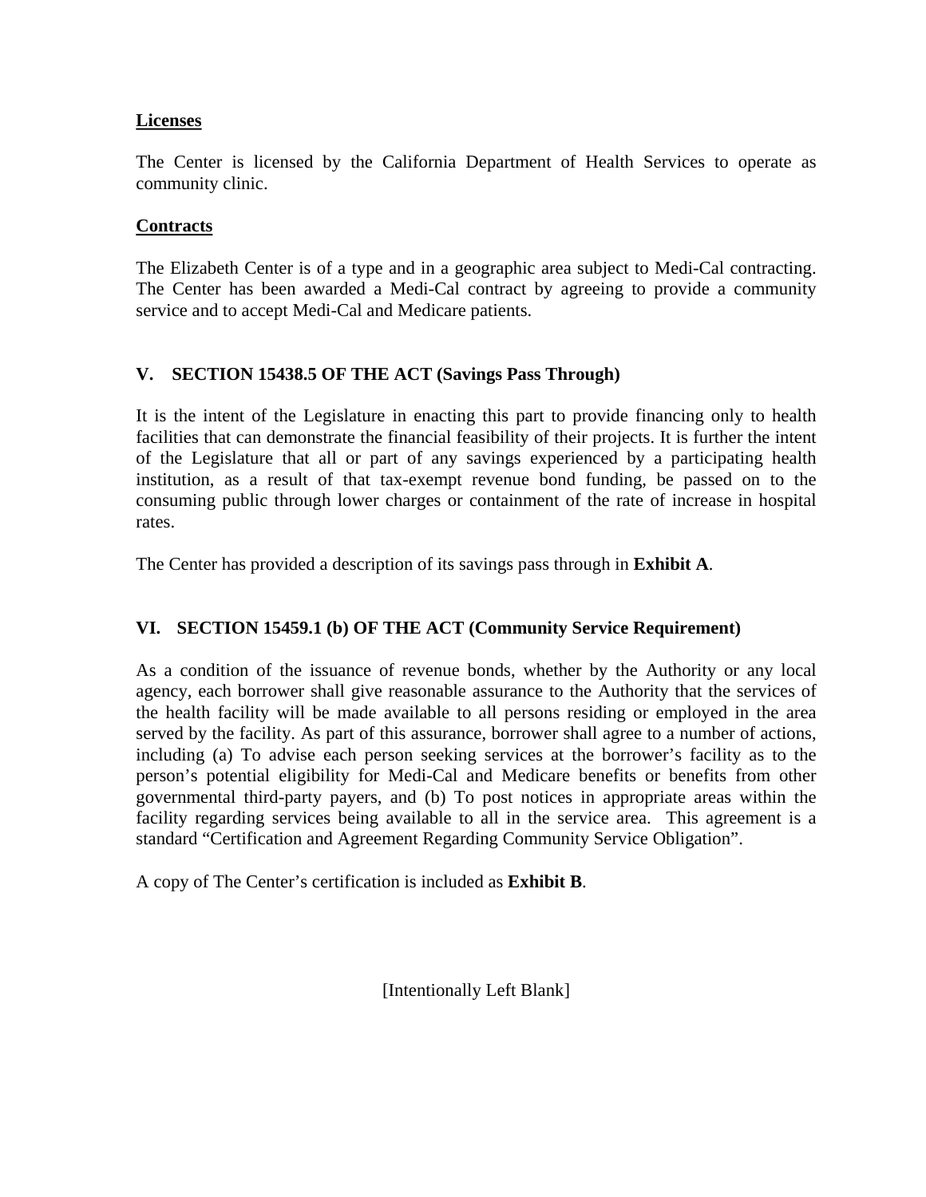**Licenses**

The Center is licensed by the California Department of Health Services to operate as community clinic.

**Contracts**

The Elizabeth Center is of a type and in a geographic area subject to Medi-Cal contracting. The Center has been awarded a Medi-Cal contract by agreeing to provide a community service and to accept Medi-Cal and Medicare patients.

## V. SECTION 15438.5 OF THE ACT (Savings Pass Through)

It is the intent of the Legislature in enacting this part to provide financing only to health facilities that can demonstrate the financial feasibility of their projects. It is further the intent of the Legislature that all or part of any savings experienced by a participating health institution, as a result of that tax-exempt revenue bond funding, be passed on to the consuming public through lower charges or containment of the rate of increase in hospital rates.

The Center has provided a description of its savings pass through in **Exhibit A**.

## VI. SECTION 15459.1 (b) OF THE ACT (Community Service Requirement)

As a condition of the issuance of revenue bonds, whether by the Authority or any local agency, each borrower shall give reasonable assurance to the Authority that the services of the health facility will be made available to all persons residing or employed in the area served by the facility. As part of this assurance, borrower shall agree to a number of actions, including (a) To advise each person seeking services at the borrower's facility as to the person's potential eligibility for Medi-Cal and Medicare benefits or benefits from other governmental third-party payers, and (b) To post notices in appropriate areas within the facility regarding services being available to all in the service area. This agreement is a standard "Certification and Agreement Regarding Community Service Obligation".

A copy of The Center's certification is included as **Exhibit B**.

[Intentionally Left Blank]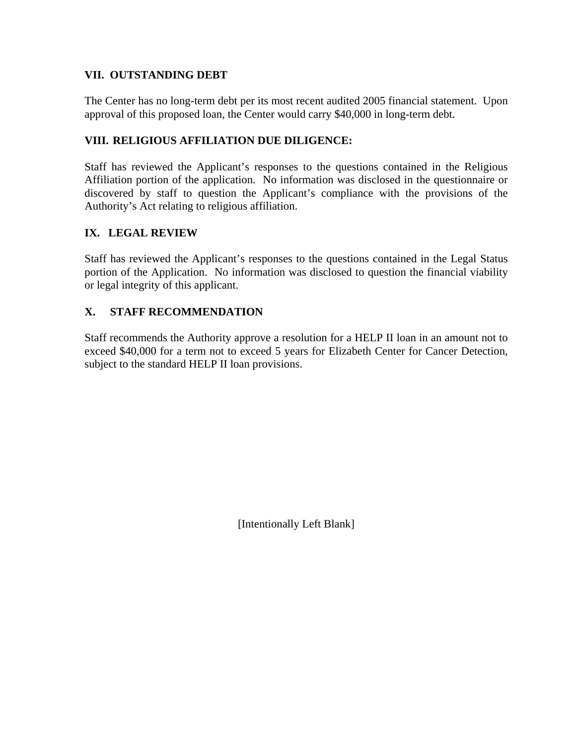## VII. OUTSTANDING DEBT

The Center has no long-term debt per its most recent audited 2005 financial statement. Upon approval of this proposed loan, the Center would carry $40,000 in long-term debt.

## VIII. RELIGIOUS AFFILIATION DUE DILIGENCE:

Staff has reviewed the Applicant's responses to the questions contained in the Religious Affiliation portion of the application. No information was disclosed in the questionnaire or discovered by staff to question the Applicant's compliance with the provisions of the Authority's Act relating to religious affiliation.

## IX. LEGAL REVIEW

Staff has reviewed the Applicant's responses to the questions contained in the Legal Status portion of the Application. No information was disclosed to question the financial viability or legal integrity of this applicant.

## X. STAFF RECOMMENDATION

Staff recommends the Authority approve a resolution for a HELP II loan in an amount not to exceed $40,000 for a term not to exceed 5 years for Elizabeth Center for Cancer Detection, subject to the standard HELP II loan provisions.

[Intentionally Left Blank]